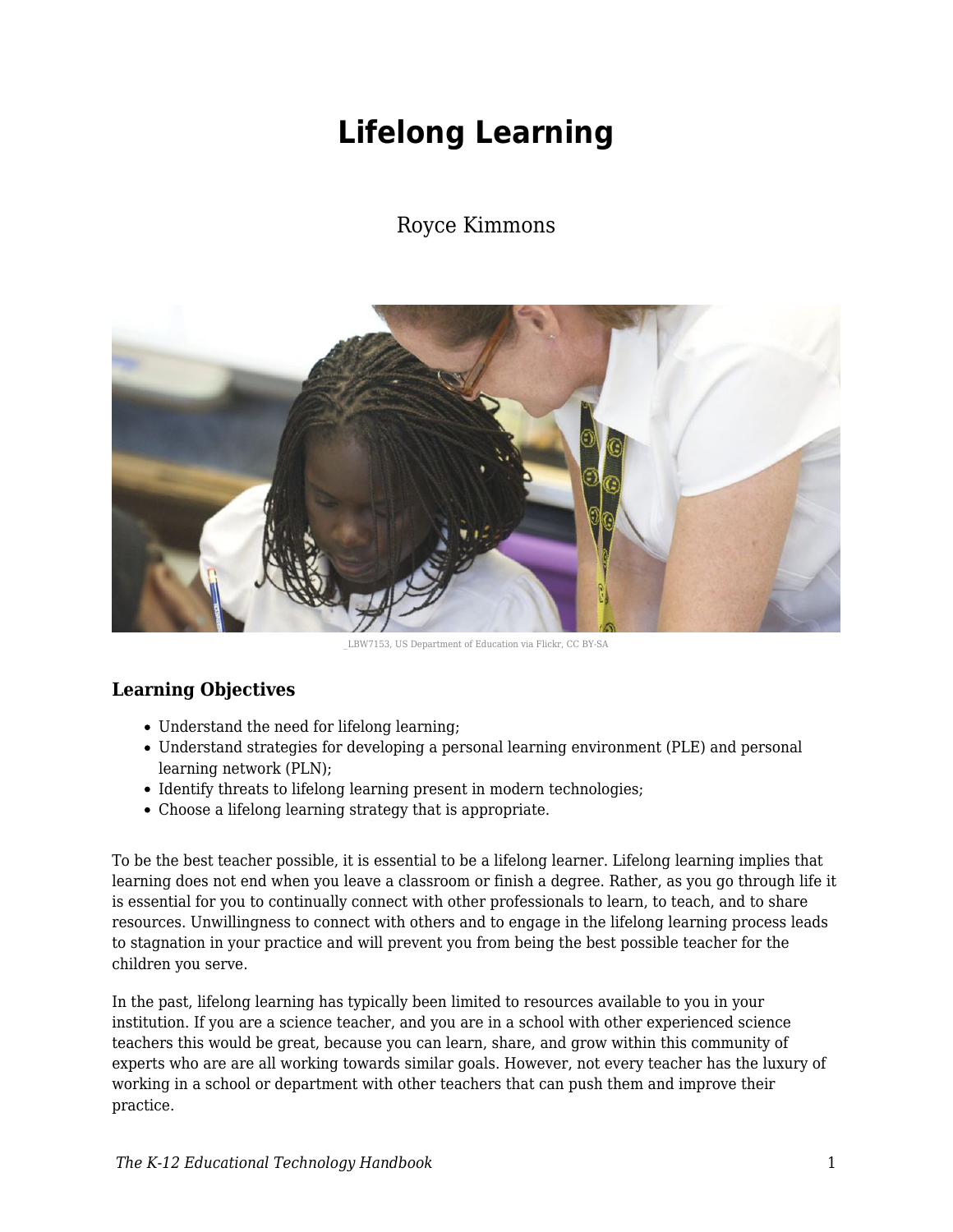# Lifelong Learning

Royce Kimmons

_LBW7153, US Department of Education via Flickr, CC BY-SA

### Learning Objectives

- Understand the need for lifelong learning;
- Understand strategies for developing a personal learning environment (PLE) and personal learning network (PLN);
- Identify threats to lifelong learning present in modern technologies;
- Choose a lifelong learning strategy that is appropriate.

To be the best teacher possible, it is essential to be a lifelong learner. Lifelong learning implies that learning does not end when you leave a classroom or finish a degree. Rather, as you go through life it is essential for you to continually connect with other professionals to learn, to teach, and to share resources. Unwillingness to connect with others and to engage in the lifelong learning process leads to stagnation in your practice and will prevent you from being the best possible teacher for the children you serve.

In the past, lifelong learning has typically been limited to resources available to you in your institution. If you are a science teacher, and you are in a school with other experienced science teachers this would be great, because you can learn, share, and grow within this community of experts who are are all working towards similar goals. However, not every teacher has the luxury of working in a school or department with other teachers that can push them and improve their practice.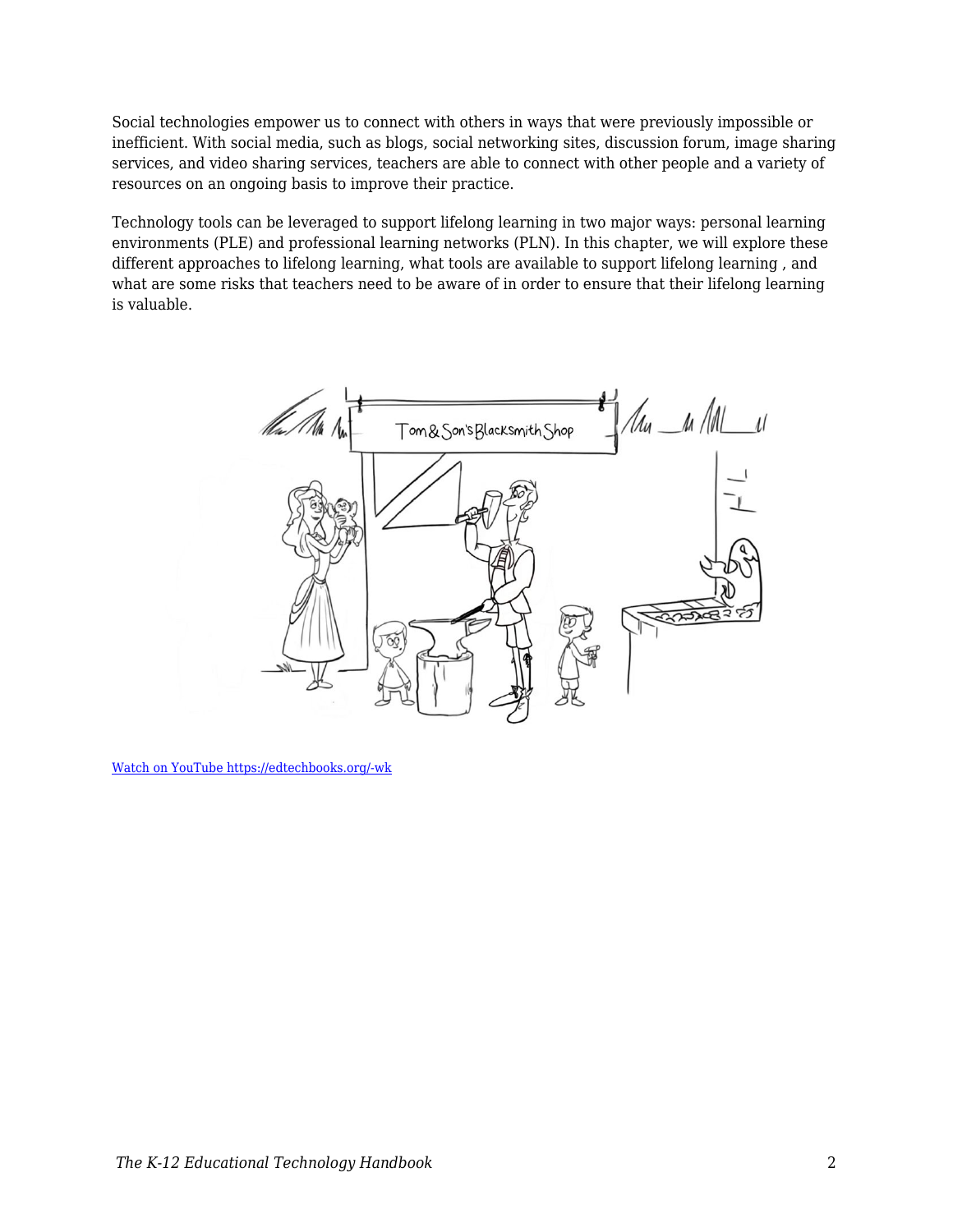Social technologies empower us to connect with others in ways that were previously impossible or inefficient. With social media, such as blogs, social networking sites, discussion forum, image sharing services, and video sharing services, teachers are able to connect with other people and a variety of resources on an ongoing basis to improve their practice.

Technology tools can be leveraged to support lifelong learning in two major ways: personal learning environments (PLE) and professional learning networks (PLN). In this chapter, we will explore these different approaches to lifelong learning, what tools are available to support lifelong learning , and what are some risks that teachers need to be aware of in order to ensure that their lifelong learning is valuable.

[Watch on YouTube https://edtechbooks.org/-wk](https://edtechbooks.org/-wk)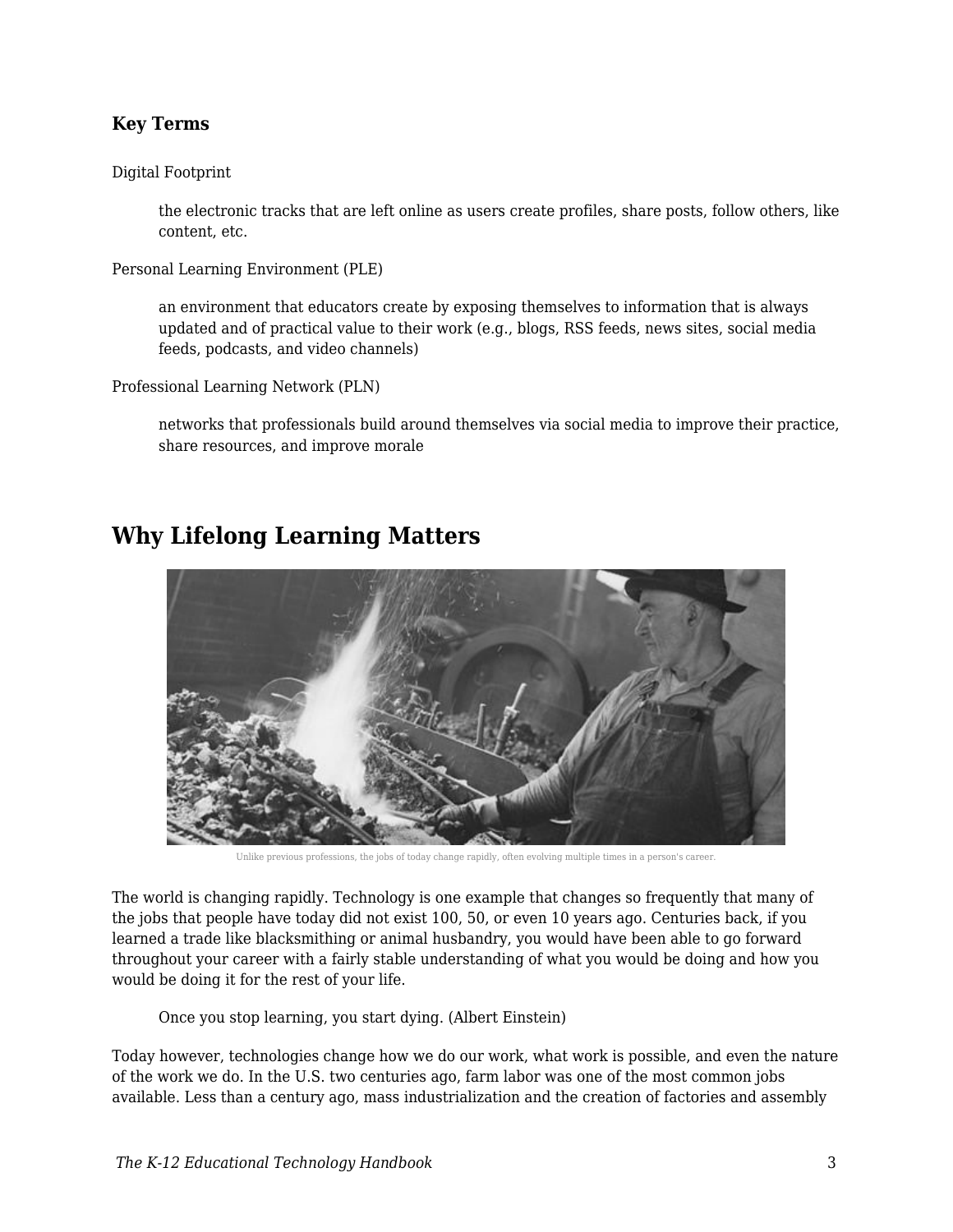### Key Terms

Digital Footprint

> the electronic tracks that are left online as users create profiles, share posts, follow others, like content, etc.

Personal Learning Environment (PLE)

> an environment that educators create by exposing themselves to information that is always updated and of practical value to their work (e.g., blogs, RSS feeds, news sites, social media feeds, podcasts, and video channels)

Professional Learning Network (PLN)

> networks that professionals build around themselves via social media to improve their practice, share resources, and improve morale

## Why Lifelong Learning Matters

Unlike previous professions, the jobs of today change rapidly, often evolving multiple times in a person's career.

The world is changing rapidly. Technology is one example that changes so frequently that many of the jobs that people have today did not exist 100, 50, or even 10 years ago. Centuries back, if you learned a trade like blacksmithing or animal husbandry, you would have been able to go forward throughout your career with a fairly stable understanding of what you would be doing and how you would be doing it for the rest of your life.

> Once you stop learning, you start dying. (Albert Einstein)

Today however, technologies change how we do our work, what work is possible, and even the nature of the work we do. In the U.S. two centuries ago, farm labor was one of the most common jobs available. Less than a century ago, mass industrialization and the creation of factories and assembly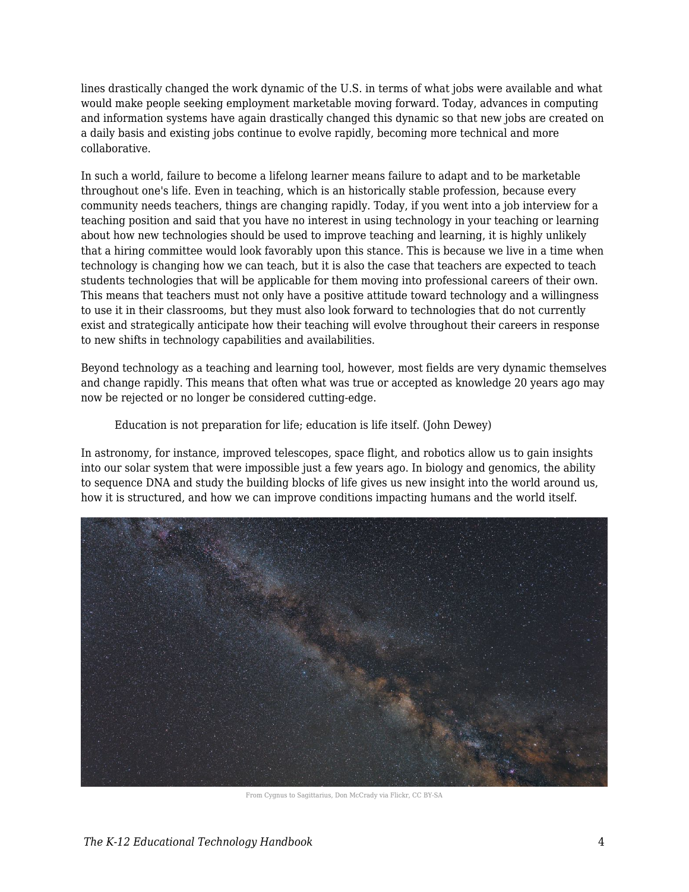lines drastically changed the work dynamic of the U.S. in terms of what jobs were available and what would make people seeking employment marketable moving forward. Today, advances in computing and information systems have again drastically changed this dynamic so that new jobs are created on a daily basis and existing jobs continue to evolve rapidly, becoming more technical and more collaborative.

In such a world, failure to become a lifelong learner means failure to adapt and to be marketable throughout one's life. Even in teaching, which is an historically stable profession, because every community needs teachers, things are changing rapidly. Today, if you went into a job interview for a teaching position and said that you have no interest in using technology in your teaching or learning about how new technologies should be used to improve teaching and learning, it is highly unlikely that a hiring committee would look favorably upon this stance. This is because we live in a time when technology is changing how we can teach, but it is also the case that teachers are expected to teach students technologies that will be applicable for them moving into professional careers of their own. This means that teachers must not only have a positive attitude toward technology and a willingness to use it in their classrooms, but they must also look forward to technologies that do not currently exist and strategically anticipate how their teaching will evolve throughout their careers in response to new shifts in technology capabilities and availabilities.

Beyond technology as a teaching and learning tool, however, most fields are very dynamic themselves and change rapidly. This means that often what was true or accepted as knowledge 20 years ago may now be rejected or no longer be considered cutting-edge.

> Education is not preparation for life; education is life itself. (John Dewey)

In astronomy, for instance, improved telescopes, space flight, and robotics allow us to gain insights into our solar system that were impossible just a few years ago. In biology and genomics, the ability to sequence DNA and study the building blocks of life gives us new insight into the world around us, how it is structured, and how we can improve conditions impacting humans and the world itself.

From Cygnus to Sagittarius, Don McCrady via Flickr, CC BY-SA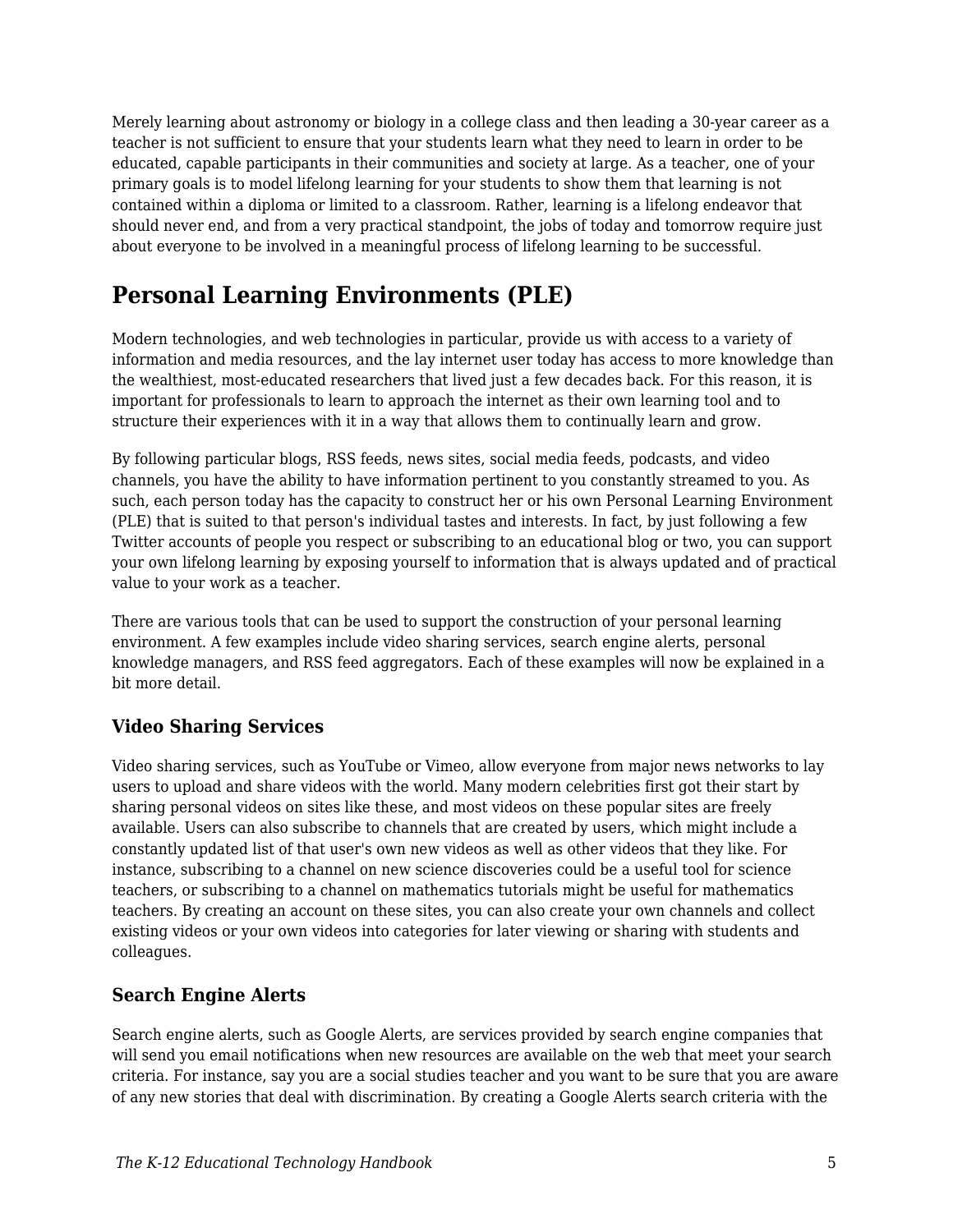Merely learning about astronomy or biology in a college class and then leading a 30-year career as a teacher is not sufficient to ensure that your students learn what they need to learn in order to be educated, capable participants in their communities and society at large. As a teacher, one of your primary goals is to model lifelong learning for your students to show them that learning is not contained within a diploma or limited to a classroom. Rather, learning is a lifelong endeavor that should never end, and from a very practical standpoint, the jobs of today and tomorrow require just about everyone to be involved in a meaningful process of lifelong learning to be successful.

## Personal Learning Environments (PLE)

Modern technologies, and web technologies in particular, provide us with access to a variety of information and media resources, and the lay internet user today has access to more knowledge than the wealthiest, most-educated researchers that lived just a few decades back. For this reason, it is important for professionals to learn to approach the internet as their own learning tool and to structure their experiences with it in a way that allows them to continually learn and grow.

By following particular blogs, RSS feeds, news sites, social media feeds, podcasts, and video channels, you have the ability to have information pertinent to you constantly streamed to you. As such, each person today has the capacity to construct her or his own Personal Learning Environment (PLE) that is suited to that person's individual tastes and interests. In fact, by just following a few Twitter accounts of people you respect or subscribing to an educational blog or two, you can support your own lifelong learning by exposing yourself to information that is always updated and of practical value to your work as a teacher.

There are various tools that can be used to support the construction of your personal learning environment. A few examples include video sharing services, search engine alerts, personal knowledge managers, and RSS feed aggregators. Each of these examples will now be explained in a bit more detail.

### Video Sharing Services

Video sharing services, such as YouTube or Vimeo, allow everyone from major news networks to lay users to upload and share videos with the world. Many modern celebrities first got their start by sharing personal videos on sites like these, and most videos on these popular sites are freely available. Users can also subscribe to channels that are created by users, which might include a constantly updated list of that user's own new videos as well as other videos that they like. For instance, subscribing to a channel on new science discoveries could be a useful tool for science teachers, or subscribing to a channel on mathematics tutorials might be useful for mathematics teachers. By creating an account on these sites, you can also create your own channels and collect existing videos or your own videos into categories for later viewing or sharing with students and colleagues.

### Search Engine Alerts

Search engine alerts, such as Google Alerts, are services provided by search engine companies that will send you email notifications when new resources are available on the web that meet your search criteria. For instance, say you are a social studies teacher and you want to be sure that you are aware of any new stories that deal with discrimination. By creating a Google Alerts search criteria with the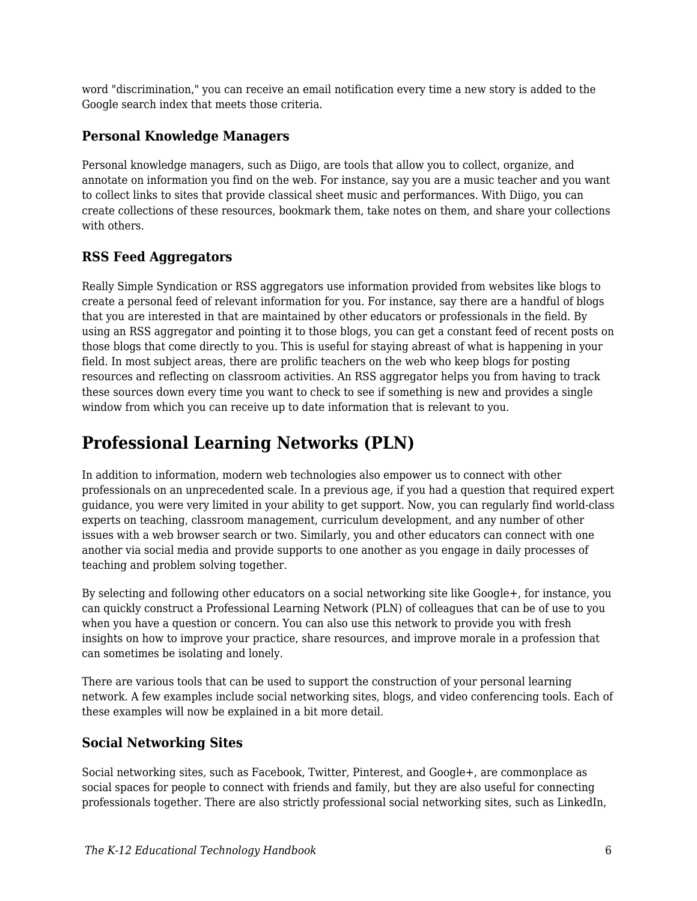word "discrimination," you can receive an email notification every time a new story is added to the Google search index that meets those criteria.

### Personal Knowledge Managers

Personal knowledge managers, such as Diigo, are tools that allow you to collect, organize, and annotate on information you find on the web. For instance, say you are a music teacher and you want to collect links to sites that provide classical sheet music and performances. With Diigo, you can create collections of these resources, bookmark them, take notes on them, and share your collections with others.

### RSS Feed Aggregators

Really Simple Syndication or RSS aggregators use information provided from websites like blogs to create a personal feed of relevant information for you. For instance, say there are a handful of blogs that you are interested in that are maintained by other educators or professionals in the field. By using an RSS aggregator and pointing it to those blogs, you can get a constant feed of recent posts on those blogs that come directly to you. This is useful for staying abreast of what is happening in your field. In most subject areas, there are prolific teachers on the web who keep blogs for posting resources and reflecting on classroom activities. An RSS aggregator helps you from having to track these sources down every time you want to check to see if something is new and provides a single window from which you can receive up to date information that is relevant to you.

## Professional Learning Networks (PLN)

In addition to information, modern web technologies also empower us to connect with other professionals on an unprecedented scale. In a previous age, if you had a question that required expert guidance, you were very limited in your ability to get support. Now, you can regularly find world-class experts on teaching, classroom management, curriculum development, and any number of other issues with a web browser search or two. Similarly, you and other educators can connect with one another via social media and provide supports to one another as you engage in daily processes of teaching and problem solving together.

By selecting and following other educators on a social networking site like Google+, for instance, you can quickly construct a Professional Learning Network (PLN) of colleagues that can be of use to you when you have a question or concern. You can also use this network to provide you with fresh insights on how to improve your practice, share resources, and improve morale in a profession that can sometimes be isolating and lonely.

There are various tools that can be used to support the construction of your personal learning network. A few examples include social networking sites, blogs, and video conferencing tools. Each of these examples will now be explained in a bit more detail.

### Social Networking Sites

Social networking sites, such as Facebook, Twitter, Pinterest, and Google+, are commonplace as social spaces for people to connect with friends and family, but they are also useful for connecting professionals together. There are also strictly professional social networking sites, such as LinkedIn,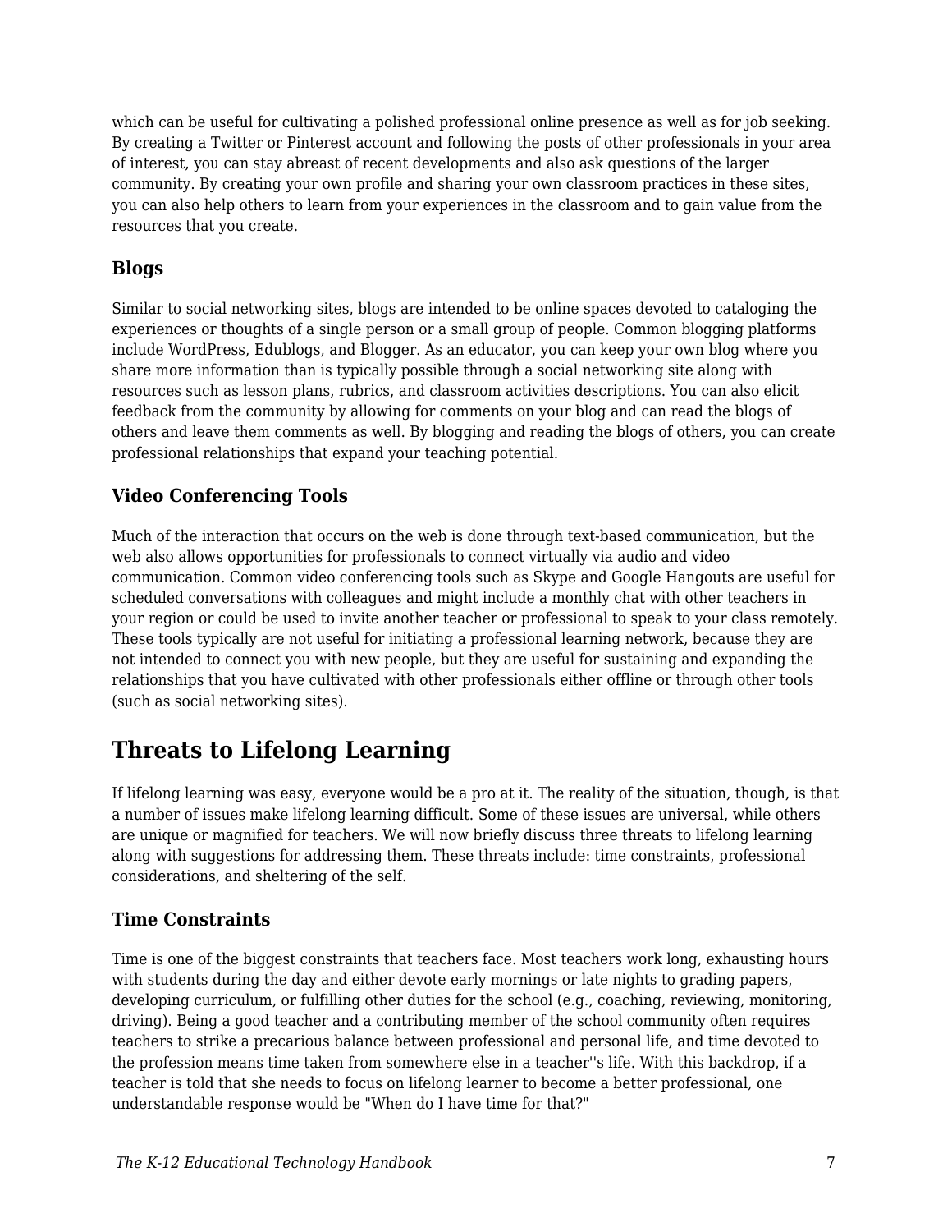which can be useful for cultivating a polished professional online presence as well as for job seeking. By creating a Twitter or Pinterest account and following the posts of other professionals in your area of interest, you can stay abreast of recent developments and also ask questions of the larger community. By creating your own profile and sharing your own classroom practices in these sites, you can also help others to learn from your experiences in the classroom and to gain value from the resources that you create.

### Blogs

Similar to social networking sites, blogs are intended to be online spaces devoted to cataloging the experiences or thoughts of a single person or a small group of people. Common blogging platforms include WordPress, Edublogs, and Blogger. As an educator, you can keep your own blog where you share more information than is typically possible through a social networking site along with resources such as lesson plans, rubrics, and classroom activities descriptions. You can also elicit feedback from the community by allowing for comments on your blog and can read the blogs of others and leave them comments as well. By blogging and reading the blogs of others, you can create professional relationships that expand your teaching potential.

### Video Conferencing Tools

Much of the interaction that occurs on the web is done through text-based communication, but the web also allows opportunities for professionals to connect virtually via audio and video communication. Common video conferencing tools such as Skype and Google Hangouts are useful for scheduled conversations with colleagues and might include a monthly chat with other teachers in your region or could be used to invite another teacher or professional to speak to your class remotely. These tools typically are not useful for initiating a professional learning network, because they are not intended to connect you with new people, but they are useful for sustaining and expanding the relationships that you have cultivated with other professionals either offline or through other tools (such as social networking sites).

## Threats to Lifelong Learning

If lifelong learning was easy, everyone would be a pro at it. The reality of the situation, though, is that a number of issues make lifelong learning difficult. Some of these issues are universal, while others are unique or magnified for teachers. We will now briefly discuss three threats to lifelong learning along with suggestions for addressing them. These threats include: time constraints, professional considerations, and sheltering of the self.

### Time Constraints

Time is one of the biggest constraints that teachers face. Most teachers work long, exhausting hours with students during the day and either devote early mornings or late nights to grading papers, developing curriculum, or fulfilling other duties for the school (e.g., coaching, reviewing, monitoring, driving). Being a good teacher and a contributing member of the school community often requires teachers to strike a precarious balance between professional and personal life, and time devoted to the profession means time taken from somewhere else in a teacher''s life. With this backdrop, if a teacher is told that she needs to focus on lifelong learner to become a better professional, one understandable response would be "When do I have time for that?"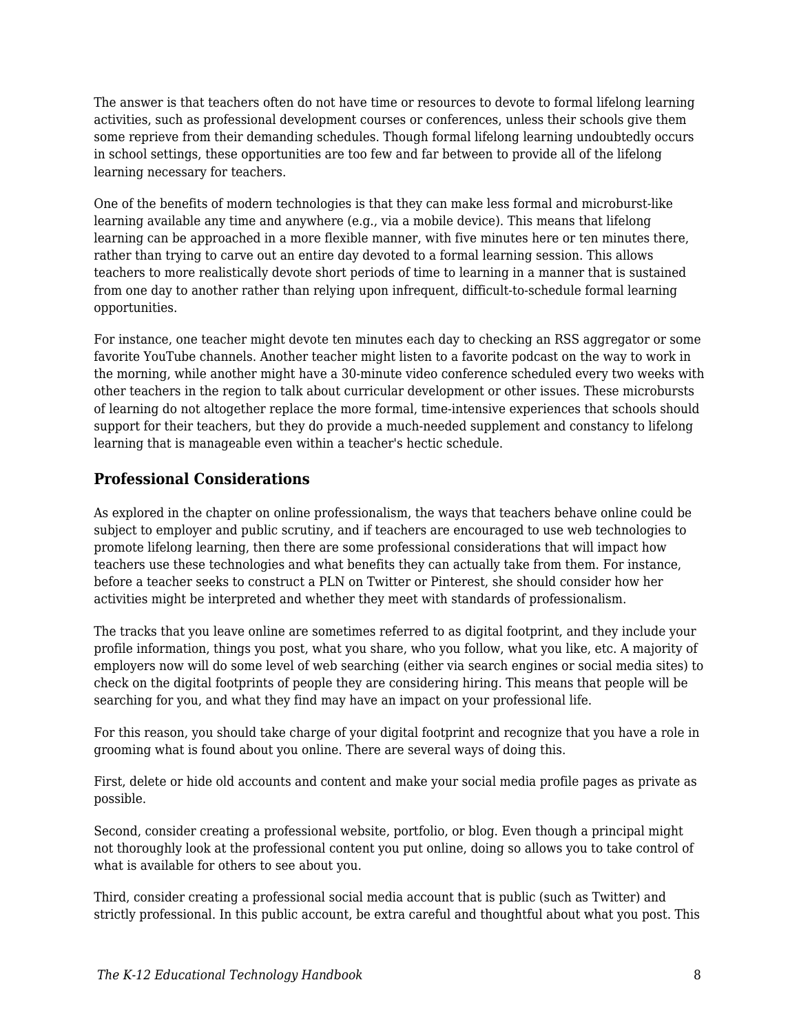The answer is that teachers often do not have time or resources to devote to formal lifelong learning activities, such as professional development courses or conferences, unless their schools give them some reprieve from their demanding schedules. Though formal lifelong learning undoubtedly occurs in school settings, these opportunities are too few and far between to provide all of the lifelong learning necessary for teachers.

One of the benefits of modern technologies is that they can make less formal and microburst-like learning available any time and anywhere (e.g., via a mobile device). This means that lifelong learning can be approached in a more flexible manner, with five minutes here or ten minutes there, rather than trying to carve out an entire day devoted to a formal learning session. This allows teachers to more realistically devote short periods of time to learning in a manner that is sustained from one day to another rather than relying upon infrequent, difficult-to-schedule formal learning opportunities.

For instance, one teacher might devote ten minutes each day to checking an RSS aggregator or some favorite YouTube channels. Another teacher might listen to a favorite podcast on the way to work in the morning, while another might have a 30-minute video conference scheduled every two weeks with other teachers in the region to talk about curricular development or other issues. These microbursts of learning do not altogether replace the more formal, time-intensive experiences that schools should support for their teachers, but they do provide a much-needed supplement and constancy to lifelong learning that is manageable even within a teacher's hectic schedule.

### Professional Considerations

As explored in the chapter on online professionalism, the ways that teachers behave online could be subject to employer and public scrutiny, and if teachers are encouraged to use web technologies to promote lifelong learning, then there are some professional considerations that will impact how teachers use these technologies and what benefits they can actually take from them. For instance, before a teacher seeks to construct a PLN on Twitter or Pinterest, she should consider how her activities might be interpreted and whether they meet with standards of professionalism.

The tracks that you leave online are sometimes referred to as digital footprint, and they include your profile information, things you post, what you share, who you follow, what you like, etc. A majority of employers now will do some level of web searching (either via search engines or social media sites) to check on the digital footprints of people they are considering hiring. This means that people will be searching for you, and what they find may have an impact on your professional life.

For this reason, you should take charge of your digital footprint and recognize that you have a role in grooming what is found about you online. There are several ways of doing this.

First, delete or hide old accounts and content and make your social media profile pages as private as possible.

Second, consider creating a professional website, portfolio, or blog. Even though a principal might not thoroughly look at the professional content you put online, doing so allows you to take control of what is available for others to see about you.

Third, consider creating a professional social media account that is public (such as Twitter) and strictly professional. In this public account, be extra careful and thoughtful about what you post. This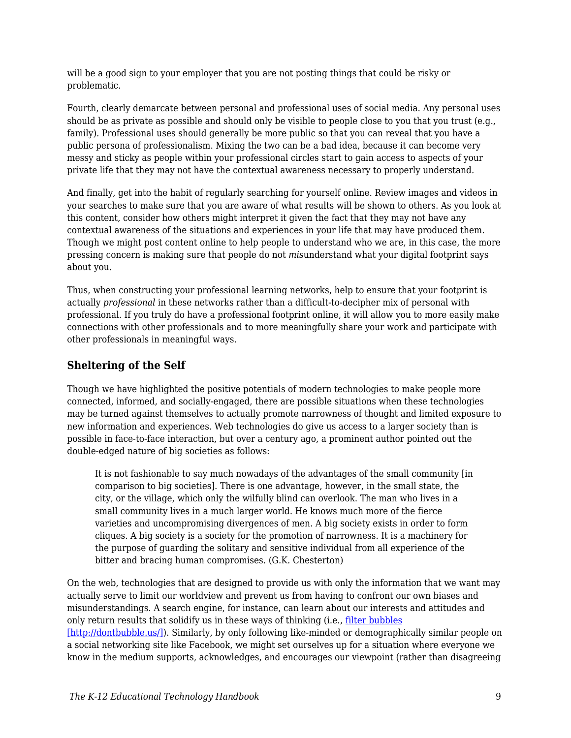will be a good sign to your employer that you are not posting things that could be risky or problematic.

Fourth, clearly demarcate between personal and professional uses of social media. Any personal uses should be as private as possible and should only be visible to people close to you that you trust (e.g., family). Professional uses should generally be more public so that you can reveal that you have a public persona of professionalism. Mixing the two can be a bad idea, because it can become very messy and sticky as people within your professional circles start to gain access to aspects of your private life that they may not have the contextual awareness necessary to properly understand.

And finally, get into the habit of regularly searching for yourself online. Review images and videos in your searches to make sure that you are aware of what results will be shown to others. As you look at this content, consider how others might interpret it given the fact that they may not have any contextual awareness of the situations and experiences in your life that may have produced them. Though we might post content online to help people to understand who we are, in this case, the more pressing concern is making sure that people do not *mis*understand what your digital footprint says about you.

Thus, when constructing your professional learning networks, help to ensure that your footprint is actually *professional* in these networks rather than a difficult-to-decipher mix of personal with professional. If you truly do have a professional footprint online, it will allow you to more easily make connections with other professionals and to more meaningfully share your work and participate with other professionals in meaningful ways.

### Sheltering of the Self

Though we have highlighted the positive potentials of modern technologies to make people more connected, informed, and socially-engaged, there are possible situations when these technologies may be turned against themselves to actually promote narrowness of thought and limited exposure to new information and experiences. Web technologies do give us access to a larger society than is possible in face-to-face interaction, but over a century ago, a prominent author pointed out the double-edged nature of big societies as follows:

> It is not fashionable to say much nowadays of the advantages of the small community [in comparison to big societies]. There is one advantage, however, in the small state, the city, or the village, which only the wilfully blind can overlook. The man who lives in a small community lives in a much larger world. He knows much more of the fierce varieties and uncompromising divergences of men. A big society exists in order to form cliques. A big society is a society for the promotion of narrowness. It is a machinery for the purpose of guarding the solitary and sensitive individual from all experience of the bitter and bracing human compromises. (G.K. Chesterton)

On the web, technologies that are designed to provide us with only the information that we want may actually serve to limit our worldview and prevent us from having to confront our own biases and misunderstandings. A search engine, for instance, can learn about our interests and attitudes and only return results that solidify us in these ways of thinking (i.e., filter bubbles [http://dontbubble.us/]). Similarly, by only following like-minded or demographically similar people on a social networking site like Facebook, we might set ourselves up for a situation where everyone we know in the medium supports, acknowledges, and encourages our viewpoint (rather than disagreeing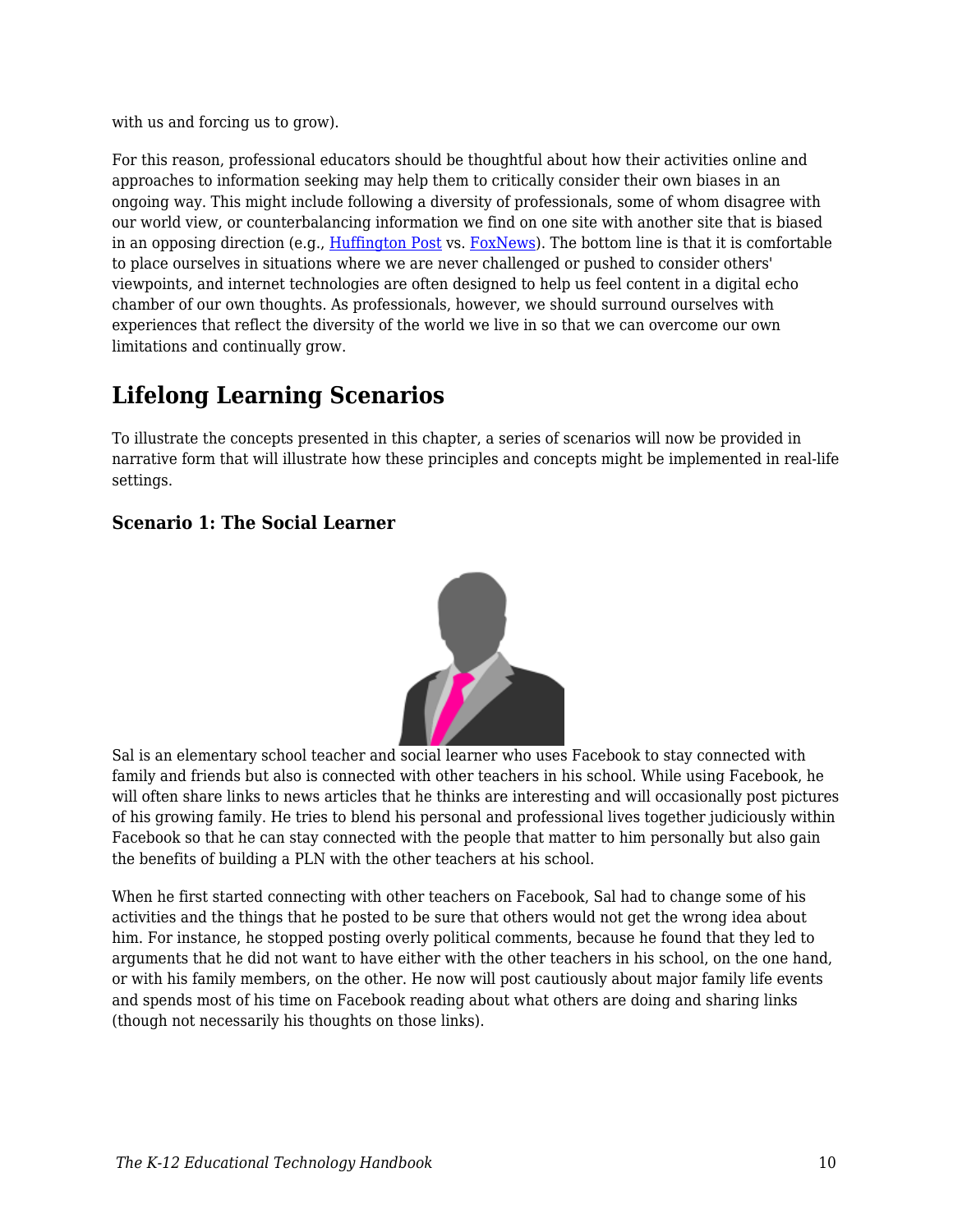with us and forcing us to grow).

For this reason, professional educators should be thoughtful about how their activities online and approaches to information seeking may help them to critically consider their own biases in an ongoing way. This might include following a diversity of professionals, some of whom disagree with our world view, or counterbalancing information we find on one site with another site that is biased in an opposing direction (e.g., Huffington Post vs. FoxNews). The bottom line is that it is comfortable to place ourselves in situations where we are never challenged or pushed to consider others' viewpoints, and internet technologies are often designed to help us feel content in a digital echo chamber of our own thoughts. As professionals, however, we should surround ourselves with experiences that reflect the diversity of the world we live in so that we can overcome our own limitations and continually grow.

## Lifelong Learning Scenarios

To illustrate the concepts presented in this chapter, a series of scenarios will now be provided in narrative form that will illustrate how these principles and concepts might be implemented in real-life settings.

### Scenario 1: The Social Learner

Sal is an elementary school teacher and social learner who uses Facebook to stay connected with family and friends but also is connected with other teachers in his school. While using Facebook, he will often share links to news articles that he thinks are interesting and will occasionally post pictures of his growing family. He tries to blend his personal and professional lives together judiciously within Facebook so that he can stay connected with the people that matter to him personally but also gain the benefits of building a PLN with the other teachers at his school.

When he first started connecting with other teachers on Facebook, Sal had to change some of his activities and the things that he posted to be sure that others would not get the wrong idea about him. For instance, he stopped posting overly political comments, because he found that they led to arguments that he did not want to have either with the other teachers in his school, on the one hand, or with his family members, on the other. He now will post cautiously about major family life events and spends most of his time on Facebook reading about what others are doing and sharing links (though not necessarily his thoughts on those links).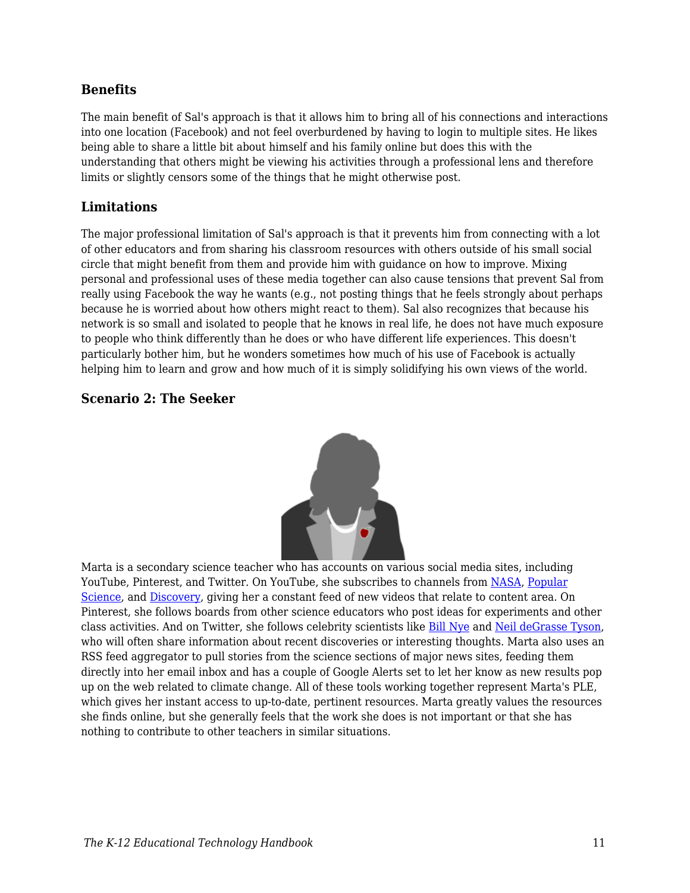### Benefits

The main benefit of Sal's approach is that it allows him to bring all of his connections and interactions into one location (Facebook) and not feel overburdened by having to login to multiple sites. He likes being able to share a little bit about himself and his family online but does this with the understanding that others might be viewing his activities through a professional lens and therefore limits or slightly censors some of the things that he might otherwise post.

### Limitations

The major professional limitation of Sal's approach is that it prevents him from connecting with a lot of other educators and from sharing his classroom resources with others outside of his small social circle that might benefit from them and provide him with guidance on how to improve. Mixing personal and professional uses of these media together can also cause tensions that prevent Sal from really using Facebook the way he wants (e.g., not posting things that he feels strongly about perhaps because he is worried about how others might react to them). Sal also recognizes that because his network is so small and isolated to people that he knows in real life, he does not have much exposure to people who think differently than he does or who have different life experiences. This doesn't particularly bother him, but he wonders sometimes how much of his use of Facebook is actually helping him to learn and grow and how much of it is simply solidifying his own views of the world.

### Scenario 2: The Seeker

Marta is a secondary science teacher who has accounts on various social media sites, including YouTube, Pinterest, and Twitter. On YouTube, she subscribes to channels from NASA, Popular Science, and Discovery, giving her a constant feed of new videos that relate to content area. On Pinterest, she follows boards from other science educators who post ideas for experiments and other class activities. And on Twitter, she follows celebrity scientists like Bill Nye and Neil deGrasse Tyson, who will often share information about recent discoveries or interesting thoughts. Marta also uses an RSS feed aggregator to pull stories from the science sections of major news sites, feeding them directly into her email inbox and has a couple of Google Alerts set to let her know as new results pop up on the web related to climate change. All of these tools working together represent Marta's PLE, which gives her instant access to up-to-date, pertinent resources. Marta greatly values the resources she finds online, but she generally feels that the work she does is not important or that she has nothing to contribute to other teachers in similar situations.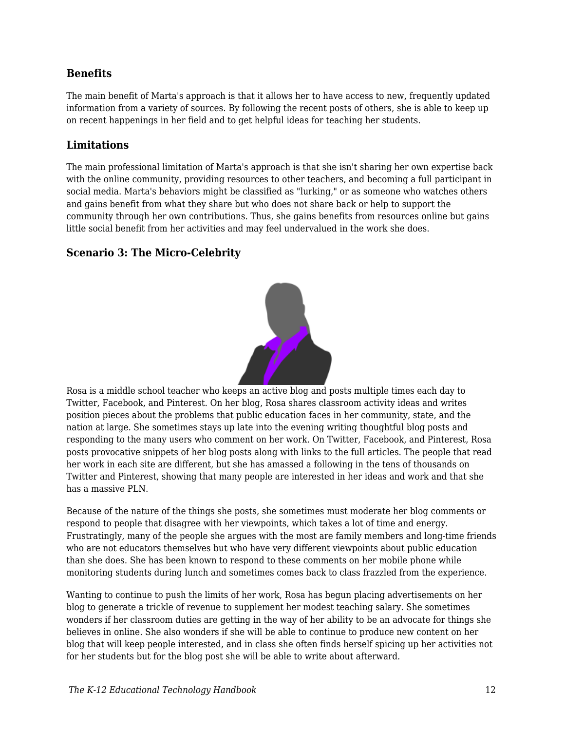### Benefits

The main benefit of Marta's approach is that it allows her to have access to new, frequently updated information from a variety of sources. By following the recent posts of others, she is able to keep up on recent happenings in her field and to get helpful ideas for teaching her students.

### Limitations

The main professional limitation of Marta's approach is that she isn't sharing her own expertise back with the online community, providing resources to other teachers, and becoming a full participant in social media. Marta's behaviors might be classified as "lurking," or as someone who watches others and gains benefit from what they share but who does not share back or help to support the community through her own contributions. Thus, she gains benefits from resources online but gains little social benefit from her activities and may feel undervalued in the work she does.

### Scenario 3: The Micro-Celebrity

Rosa is a middle school teacher who keeps an active blog and posts multiple times each day to Twitter, Facebook, and Pinterest. On her blog, Rosa shares classroom activity ideas and writes position pieces about the problems that public education faces in her community, state, and the nation at large. She sometimes stays up late into the evening writing thoughtful blog posts and responding to the many users who comment on her work. On Twitter, Facebook, and Pinterest, Rosa posts provocative snippets of her blog posts along with links to the full articles. The people that read her work in each site are different, but she has amassed a following in the tens of thousands on Twitter and Pinterest, showing that many people are interested in her ideas and work and that she has a massive PLN.

Because of the nature of the things she posts, she sometimes must moderate her blog comments or respond to people that disagree with her viewpoints, which takes a lot of time and energy. Frustratingly, many of the people she argues with the most are family members and long-time friends who are not educators themselves but who have very different viewpoints about public education than she does. She has been known to respond to these comments on her mobile phone while monitoring students during lunch and sometimes comes back to class frazzled from the experience.

Wanting to continue to push the limits of her work, Rosa has begun placing advertisements on her blog to generate a trickle of revenue to supplement her modest teaching salary. She sometimes wonders if her classroom duties are getting in the way of her ability to be an advocate for things she believes in online. She also wonders if she will be able to continue to produce new content on her blog that will keep people interested, and in class she often finds herself spicing up her activities not for her students but for the blog post she will be able to write about afterward.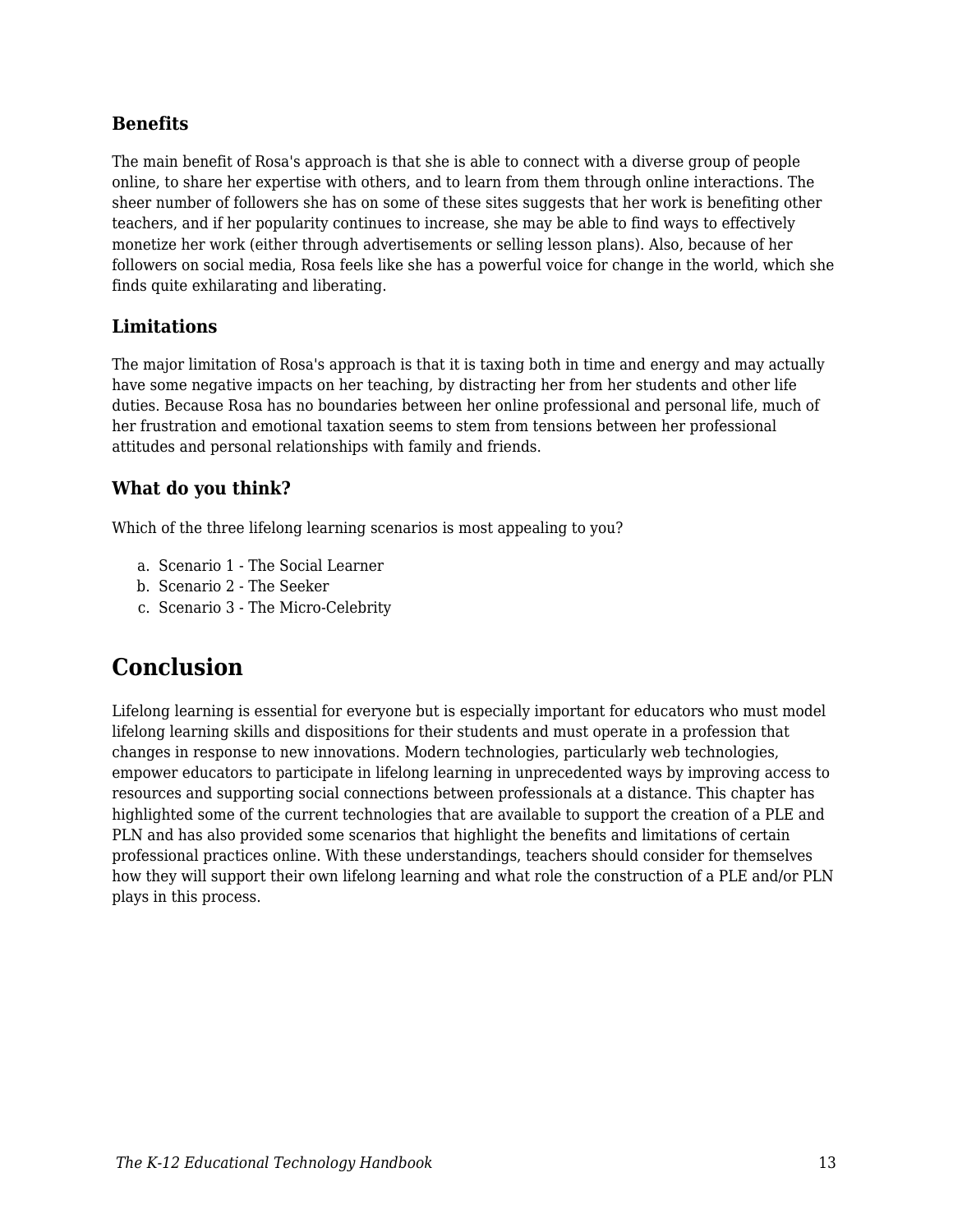### Benefits

The main benefit of Rosa's approach is that she is able to connect with a diverse group of people online, to share her expertise with others, and to learn from them through online interactions. The sheer number of followers she has on some of these sites suggests that her work is benefiting other teachers, and if her popularity continues to increase, she may be able to find ways to effectively monetize her work (either through advertisements or selling lesson plans). Also, because of her followers on social media, Rosa feels like she has a powerful voice for change in the world, which she finds quite exhilarating and liberating.

### Limitations

The major limitation of Rosa's approach is that it is taxing both in time and energy and may actually have some negative impacts on her teaching, by distracting her from her students and other life duties. Because Rosa has no boundaries between her online professional and personal life, much of her frustration and emotional taxation seems to stem from tensions between her professional attitudes and personal relationships with family and friends.

### What do you think?

Which of the three lifelong learning scenarios is most appealing to you?

a. Scenario 1 - The Social Learner
b. Scenario 2 - The Seeker
c. Scenario 3 - The Micro-Celebrity

## Conclusion

Lifelong learning is essential for everyone but is especially important for educators who must model lifelong learning skills and dispositions for their students and must operate in a profession that changes in response to new innovations. Modern technologies, particularly web technologies, empower educators to participate in lifelong learning in unprecedented ways by improving access to resources and supporting social connections between professionals at a distance. This chapter has highlighted some of the current technologies that are available to support the creation of a PLE and PLN and has also provided some scenarios that highlight the benefits and limitations of certain professional practices online. With these understandings, teachers should consider for themselves how they will support their own lifelong learning and what role the construction of a PLE and/or PLN plays in this process.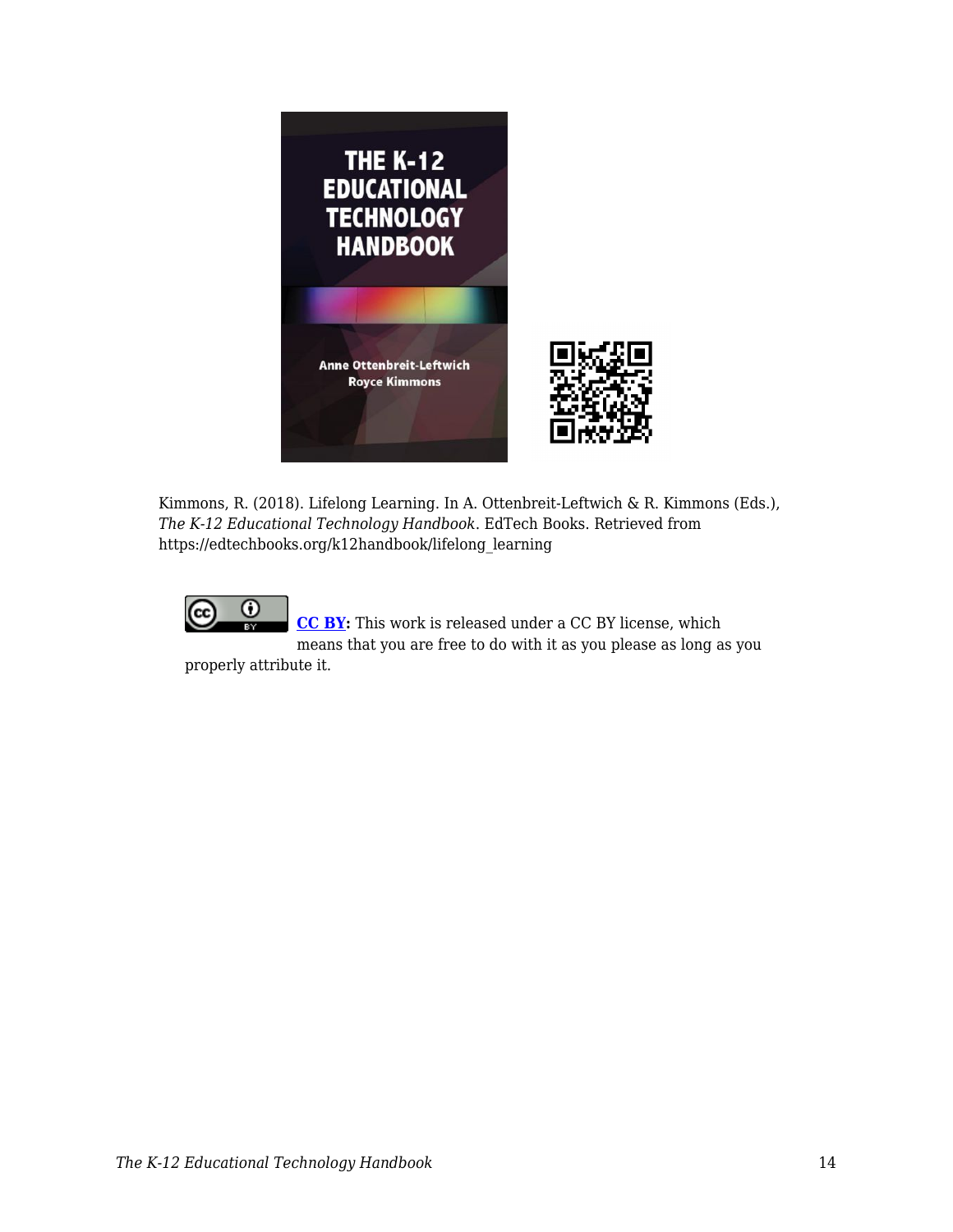Kimmons, R. (2018). Lifelong Learning. In A. Ottenbreit-Leftwich & R. Kimmons (Eds.), *The K-12 Educational Technology Handbook*. EdTech Books. Retrieved from https://edtechbooks.org/k12handbook/lifelong_learning

**CC BY:** This work is released under a CC BY license, which means that you are free to do with it as you please as long as you properly attribute it.